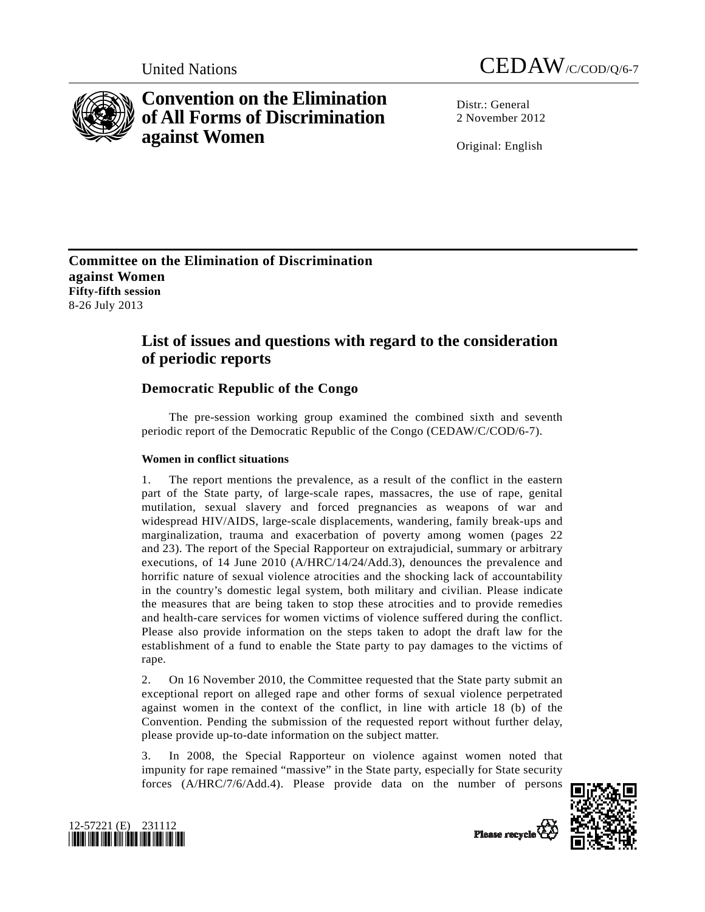United Nations CEDAW/C/COD/Q/6-7

# Convention on the Elimination of All Forms of Discrimination against Women

Distr.: General
2 November 2012

Original: English

**Committee on the Elimination of Discrimination against Women**
**Fifty-fifth session**
8-26 July 2013

## List of issues and questions with regard to the consideration of periodic reports

### Democratic Republic of the Congo

The pre-session working group examined the combined sixth and seventh periodic report of the Democratic Republic of the Congo (CEDAW/C/COD/6-7).

#### Women in conflict situations

1. The report mentions the prevalence, as a result of the conflict in the eastern part of the State party, of large-scale rapes, massacres, the use of rape, genital mutilation, sexual slavery and forced pregnancies as weapons of war and widespread HIV/AIDS, large-scale displacements, wandering, family break-ups and marginalization, trauma and exacerbation of poverty among women (pages 22 and 23). The report of the Special Rapporteur on extrajudicial, summary or arbitrary executions, of 14 June 2010 (A/HRC/14/24/Add.3), denounces the prevalence and horrific nature of sexual violence atrocities and the shocking lack of accountability in the country's domestic legal system, both military and civilian. Please indicate the measures that are being taken to stop these atrocities and to provide remedies and health-care services for women victims of violence suffered during the conflict. Please also provide information on the steps taken to adopt the draft law for the establishment of a fund to enable the State party to pay damages to the victims of rape.

2. On 16 November 2010, the Committee requested that the State party submit an exceptional report on alleged rape and other forms of sexual violence perpetrated against women in the context of the conflict, in line with article 18 (b) of the Convention. Pending the submission of the requested report without further delay, please provide up-to-date information on the subject matter.

3. In 2008, the Special Rapporteur on violence against women noted that impunity for rape remained "massive" in the State party, especially for State security forces (A/HRC/7/6/Add.4). Please provide data on the number of persons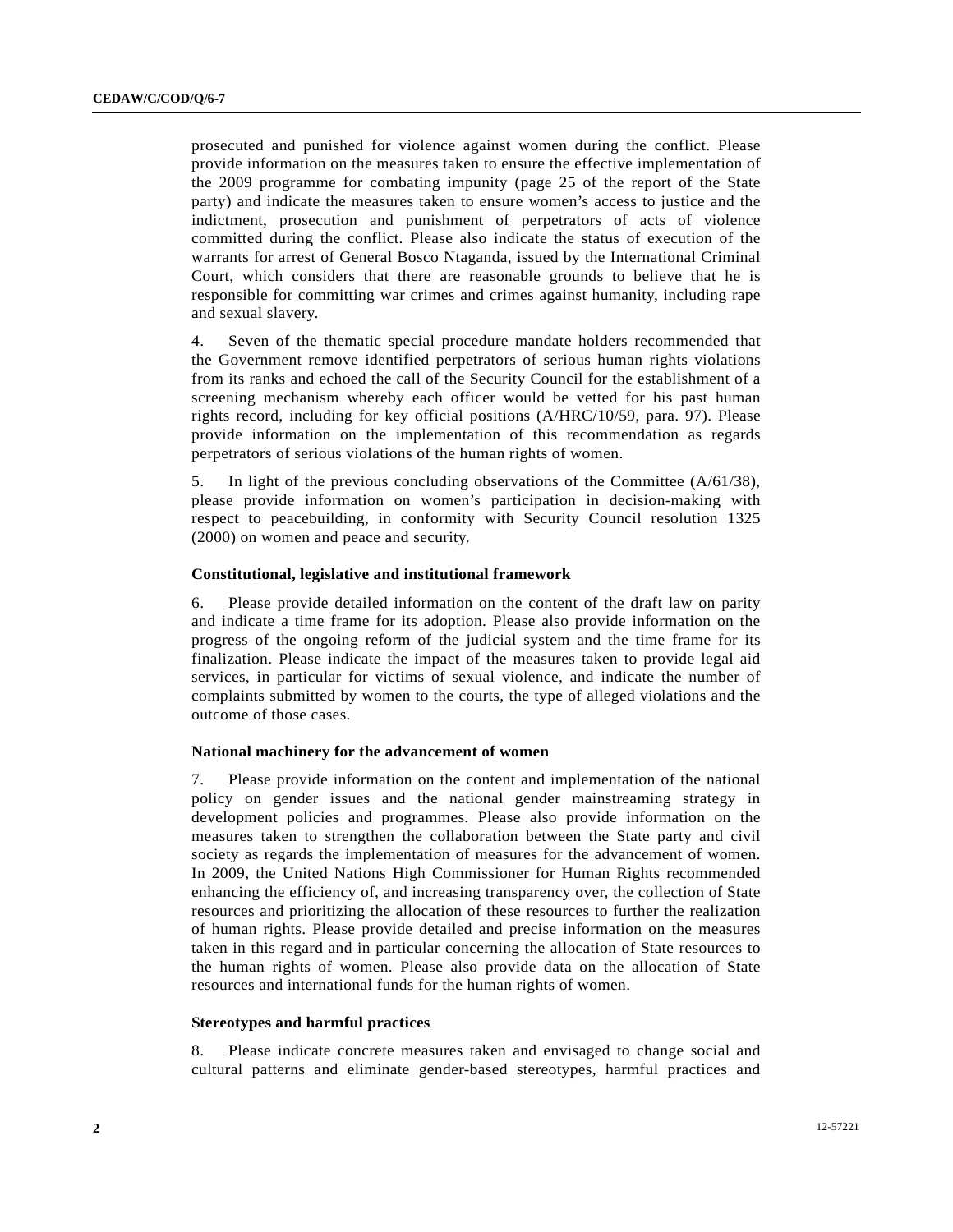prosecuted and punished for violence against women during the conflict. Please provide information on the measures taken to ensure the effective implementation of the 2009 programme for combating impunity (page 25 of the report of the State party) and indicate the measures taken to ensure women's access to justice and the indictment, prosecution and punishment of perpetrators of acts of violence committed during the conflict. Please also indicate the status of execution of the warrants for arrest of General Bosco Ntaganda, issued by the International Criminal Court, which considers that there are reasonable grounds to believe that he is responsible for committing war crimes and crimes against humanity, including rape and sexual slavery.

4. Seven of the thematic special procedure mandate holders recommended that the Government remove identified perpetrators of serious human rights violations from its ranks and echoed the call of the Security Council for the establishment of a screening mechanism whereby each officer would be vetted for his past human rights record, including for key official positions (A/HRC/10/59, para. 97). Please provide information on the implementation of this recommendation as regards perpetrators of serious violations of the human rights of women.

5. In light of the previous concluding observations of the Committee (A/61/38), please provide information on women's participation in decision-making with respect to peacebuilding, in conformity with Security Council resolution 1325 (2000) on women and peace and security.

### Constitutional, legislative and institutional framework

6. Please provide detailed information on the content of the draft law on parity and indicate a time frame for its adoption. Please also provide information on the progress of the ongoing reform of the judicial system and the time frame for its finalization. Please indicate the impact of the measures taken to provide legal aid services, in particular for victims of sexual violence, and indicate the number of complaints submitted by women to the courts, the type of alleged violations and the outcome of those cases.

### National machinery for the advancement of women

7. Please provide information on the content and implementation of the national policy on gender issues and the national gender mainstreaming strategy in development policies and programmes. Please also provide information on the measures taken to strengthen the collaboration between the State party and civil society as regards the implementation of measures for the advancement of women. In 2009, the United Nations High Commissioner for Human Rights recommended enhancing the efficiency of, and increasing transparency over, the collection of State resources and prioritizing the allocation of these resources to further the realization of human rights. Please provide detailed and precise information on the measures taken in this regard and in particular concerning the allocation of State resources to the human rights of women. Please also provide data on the allocation of State resources and international funds for the human rights of women.

### Stereotypes and harmful practices

8. Please indicate concrete measures taken and envisaged to change social and cultural patterns and eliminate gender-based stereotypes, harmful practices and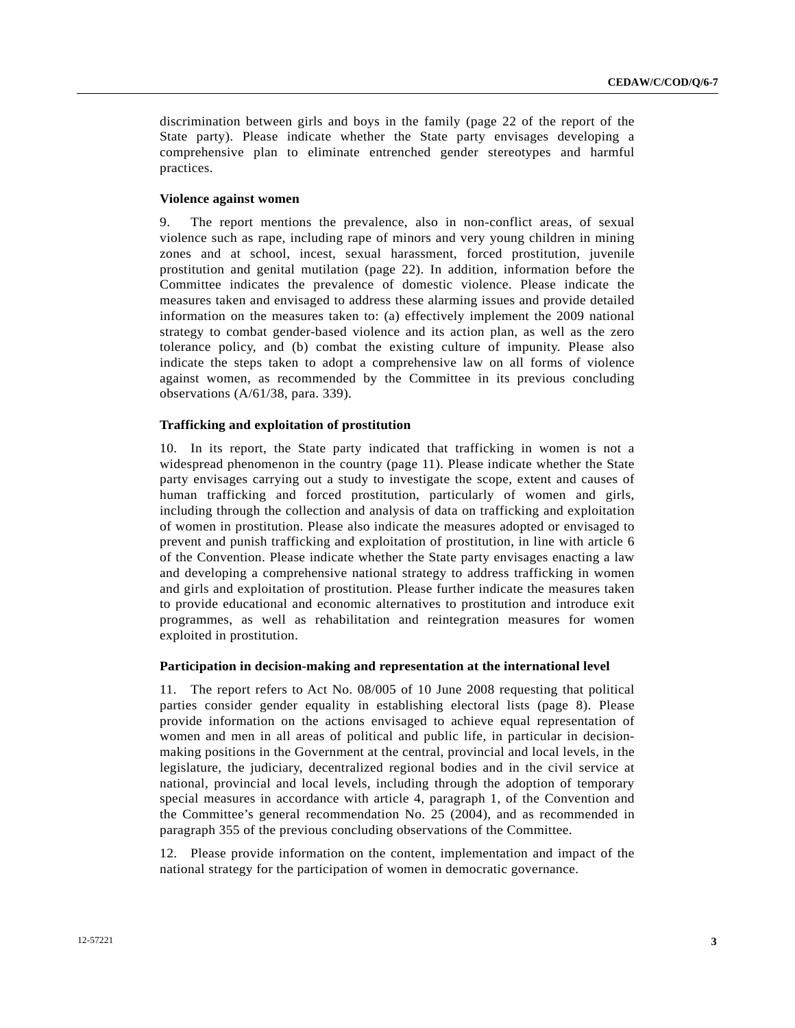discrimination between girls and boys in the family (page 22 of the report of the State party). Please indicate whether the State party envisages developing a comprehensive plan to eliminate entrenched gender stereotypes and harmful practices.

**Violence against women**

9. The report mentions the prevalence, also in non-conflict areas, of sexual violence such as rape, including rape of minors and very young children in mining zones and at school, incest, sexual harassment, forced prostitution, juvenile prostitution and genital mutilation (page 22). In addition, information before the Committee indicates the prevalence of domestic violence. Please indicate the measures taken and envisaged to address these alarming issues and provide detailed information on the measures taken to: (a) effectively implement the 2009 national strategy to combat gender-based violence and its action plan, as well as the zero tolerance policy, and (b) combat the existing culture of impunity. Please also indicate the steps taken to adopt a comprehensive law on all forms of violence against women, as recommended by the Committee in its previous concluding observations (A/61/38, para. 339).

**Trafficking and exploitation of prostitution**

10. In its report, the State party indicated that trafficking in women is not a widespread phenomenon in the country (page 11). Please indicate whether the State party envisages carrying out a study to investigate the scope, extent and causes of human trafficking and forced prostitution, particularly of women and girls, including through the collection and analysis of data on trafficking and exploitation of women in prostitution. Please also indicate the measures adopted or envisaged to prevent and punish trafficking and exploitation of prostitution, in line with article 6 of the Convention. Please indicate whether the State party envisages enacting a law and developing a comprehensive national strategy to address trafficking in women and girls and exploitation of prostitution. Please further indicate the measures taken to provide educational and economic alternatives to prostitution and introduce exit programmes, as well as rehabilitation and reintegration measures for women exploited in prostitution.

**Participation in decision-making and representation at the international level**

11. The report refers to Act No. 08/005 of 10 June 2008 requesting that political parties consider gender equality in establishing electoral lists (page 8). Please provide information on the actions envisaged to achieve equal representation of women and men in all areas of political and public life, in particular in decision-making positions in the Government at the central, provincial and local levels, in the legislature, the judiciary, decentralized regional bodies and in the civil service at national, provincial and local levels, including through the adoption of temporary special measures in accordance with article 4, paragraph 1, of the Convention and the Committee's general recommendation No. 25 (2004), and as recommended in paragraph 355 of the previous concluding observations of the Committee.

12. Please provide information on the content, implementation and impact of the national strategy for the participation of women in democratic governance.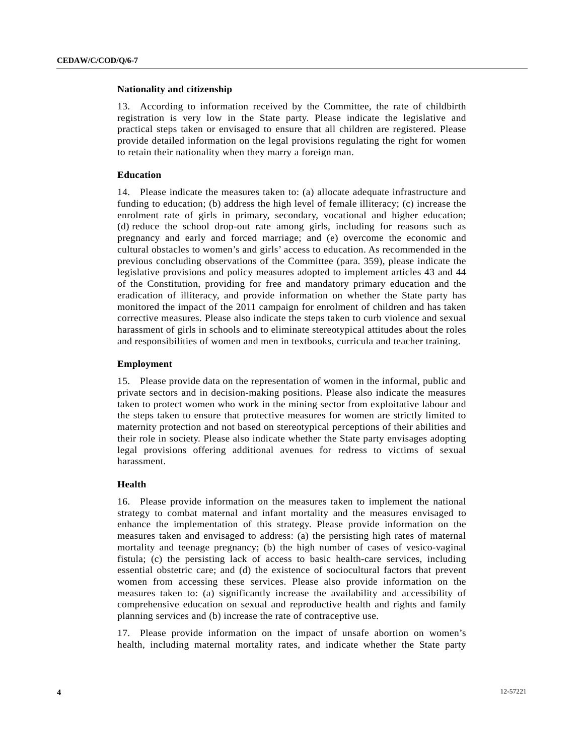### Nationality and citizenship

13. According to information received by the Committee, the rate of childbirth registration is very low in the State party. Please indicate the legislative and practical steps taken or envisaged to ensure that all children are registered. Please provide detailed information on the legal provisions regulating the right for women to retain their nationality when they marry a foreign man.

### Education

14. Please indicate the measures taken to: (a) allocate adequate infrastructure and funding to education; (b) address the high level of female illiteracy; (c) increase the enrolment rate of girls in primary, secondary, vocational and higher education; (d) reduce the school drop-out rate among girls, including for reasons such as pregnancy and early and forced marriage; and (e) overcome the economic and cultural obstacles to women's and girls' access to education. As recommended in the previous concluding observations of the Committee (para. 359), please indicate the legislative provisions and policy measures adopted to implement articles 43 and 44 of the Constitution, providing for free and mandatory primary education and the eradication of illiteracy, and provide information on whether the State party has monitored the impact of the 2011 campaign for enrolment of children and has taken corrective measures. Please also indicate the steps taken to curb violence and sexual harassment of girls in schools and to eliminate stereotypical attitudes about the roles and responsibilities of women and men in textbooks, curricula and teacher training.

### Employment

15. Please provide data on the representation of women in the informal, public and private sectors and in decision-making positions. Please also indicate the measures taken to protect women who work in the mining sector from exploitative labour and the steps taken to ensure that protective measures for women are strictly limited to maternity protection and not based on stereotypical perceptions of their abilities and their role in society. Please also indicate whether the State party envisages adopting legal provisions offering additional avenues for redress to victims of sexual harassment.

### Health

16. Please provide information on the measures taken to implement the national strategy to combat maternal and infant mortality and the measures envisaged to enhance the implementation of this strategy. Please provide information on the measures taken and envisaged to address: (a) the persisting high rates of maternal mortality and teenage pregnancy; (b) the high number of cases of vesico-vaginal fistula; (c) the persisting lack of access to basic health-care services, including essential obstetric care; and (d) the existence of sociocultural factors that prevent women from accessing these services. Please also provide information on the measures taken to: (a) significantly increase the availability and accessibility of comprehensive education on sexual and reproductive health and rights and family planning services and (b) increase the rate of contraceptive use.

17. Please provide information on the impact of unsafe abortion on women's health, including maternal mortality rates, and indicate whether the State party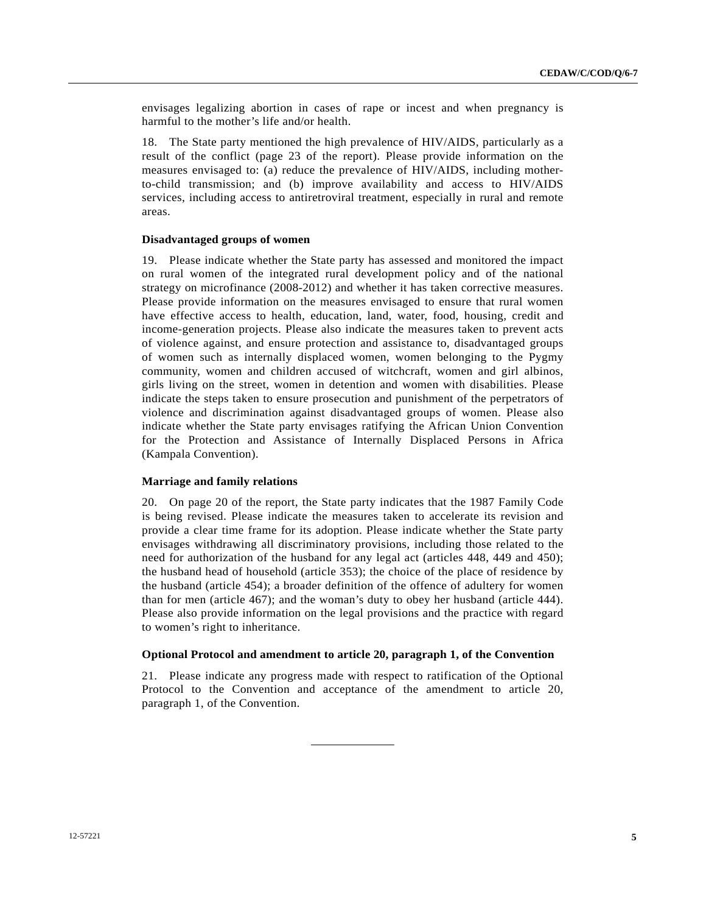envisages legalizing abortion in cases of rape or incest and when pregnancy is harmful to the mother's life and/or health.

18. The State party mentioned the high prevalence of HIV/AIDS, particularly as a result of the conflict (page 23 of the report). Please provide information on the measures envisaged to: (a) reduce the prevalence of HIV/AIDS, including mother-to-child transmission; and (b) improve availability and access to HIV/AIDS services, including access to antiretroviral treatment, especially in rural and remote areas.

### Disadvantaged groups of women

19. Please indicate whether the State party has assessed and monitored the impact on rural women of the integrated rural development policy and of the national strategy on microfinance (2008-2012) and whether it has taken corrective measures. Please provide information on the measures envisaged to ensure that rural women have effective access to health, education, land, water, food, housing, credit and income-generation projects. Please also indicate the measures taken to prevent acts of violence against, and ensure protection and assistance to, disadvantaged groups of women such as internally displaced women, women belonging to the Pygmy community, women and children accused of witchcraft, women and girl albinos, girls living on the street, women in detention and women with disabilities. Please indicate the steps taken to ensure prosecution and punishment of the perpetrators of violence and discrimination against disadvantaged groups of women. Please also indicate whether the State party envisages ratifying the African Union Convention for the Protection and Assistance of Internally Displaced Persons in Africa (Kampala Convention).

### Marriage and family relations

20. On page 20 of the report, the State party indicates that the 1987 Family Code is being revised. Please indicate the measures taken to accelerate its revision and provide a clear time frame for its adoption. Please indicate whether the State party envisages withdrawing all discriminatory provisions, including those related to the need for authorization of the husband for any legal act (articles 448, 449 and 450); the husband head of household (article 353); the choice of the place of residence by the husband (article 454); a broader definition of the offence of adultery for women than for men (article 467); and the woman's duty to obey her husband (article 444). Please also provide information on the legal provisions and the practice with regard to women's right to inheritance.

### Optional Protocol and amendment to article 20, paragraph 1, of the Convention

21. Please indicate any progress made with respect to ratification of the Optional Protocol to the Convention and acceptance of the amendment to article 20, paragraph 1, of the Convention.